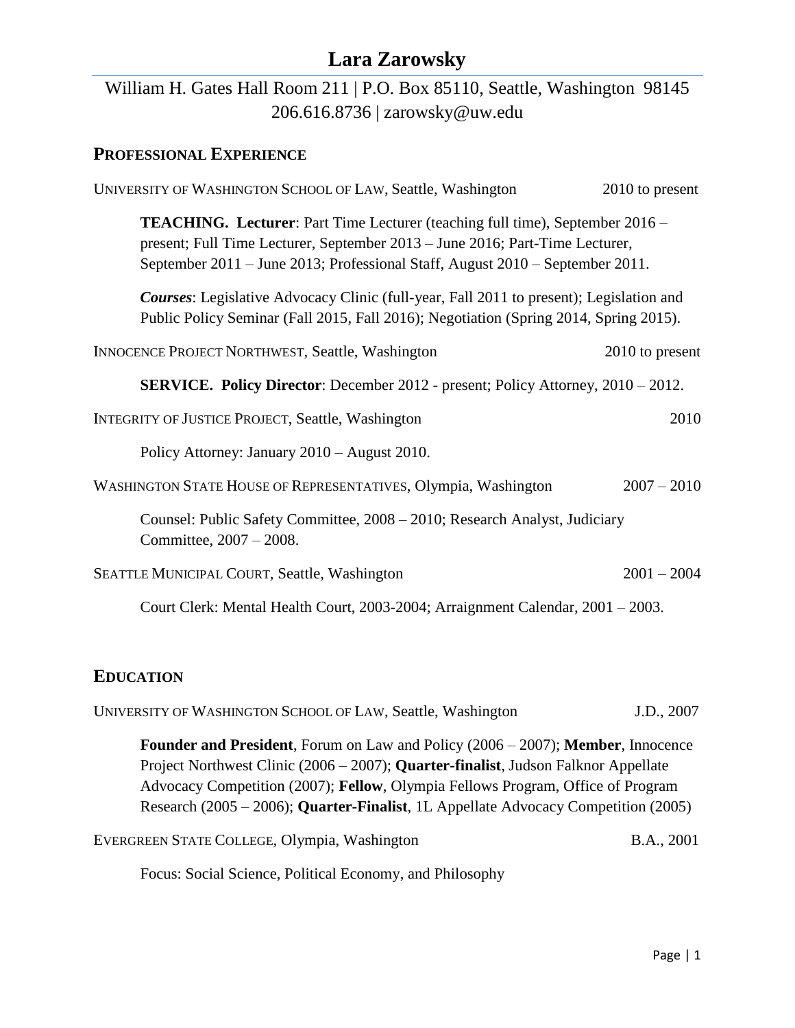# Lara Zarowsky

William H. Gates Hall Room 211 | P.O. Box 85110, Seattle, Washington 98145
206.616.8736 | zarowsky@uw.edu

## PROFESSIONAL EXPERIENCE

UNIVERSITY OF WASHINGTON SCHOOL OF LAW, Seattle, Washington — 2010 to present

**TEACHING. Lecturer**: Part Time Lecturer (teaching full time), September 2016 – present; Full Time Lecturer, September 2013 – June 2016; Part-Time Lecturer, September 2011 – June 2013; Professional Staff, August 2010 – September 2011.

***Courses***: Legislative Advocacy Clinic (full-year, Fall 2011 to present); Legislation and Public Policy Seminar (Fall 2015, Fall 2016); Negotiation (Spring 2014, Spring 2015).

INNOCENCE PROJECT NORTHWEST, Seattle, Washington — 2010 to present

**SERVICE. Policy Director**: December 2012 - present; Policy Attorney, 2010 – 2012.

INTEGRITY OF JUSTICE PROJECT, Seattle, Washington — 2010

Policy Attorney: January 2010 – August 2010.

WASHINGTON STATE HOUSE OF REPRESENTATIVES, Olympia, Washington — 2007 – 2010

Counsel: Public Safety Committee, 2008 – 2010; Research Analyst, Judiciary Committee, 2007 – 2008.

SEATTLE MUNICIPAL COURT, Seattle, Washington — 2001 – 2004

Court Clerk: Mental Health Court, 2003-2004; Arraignment Calendar, 2001 – 2003.

## EDUCATION

UNIVERSITY OF WASHINGTON SCHOOL OF LAW, Seattle, Washington — J.D., 2007

**Founder and President**, Forum on Law and Policy (2006 – 2007); **Member**, Innocence Project Northwest Clinic (2006 – 2007); **Quarter-finalist**, Judson Falknor Appellate Advocacy Competition (2007); **Fellow**, Olympia Fellows Program, Office of Program Research (2005 – 2006); **Quarter-Finalist**, 1L Appellate Advocacy Competition (2005)

EVERGREEN STATE COLLEGE, Olympia, Washington — B.A., 2001

Focus: Social Science, Political Economy, and Philosophy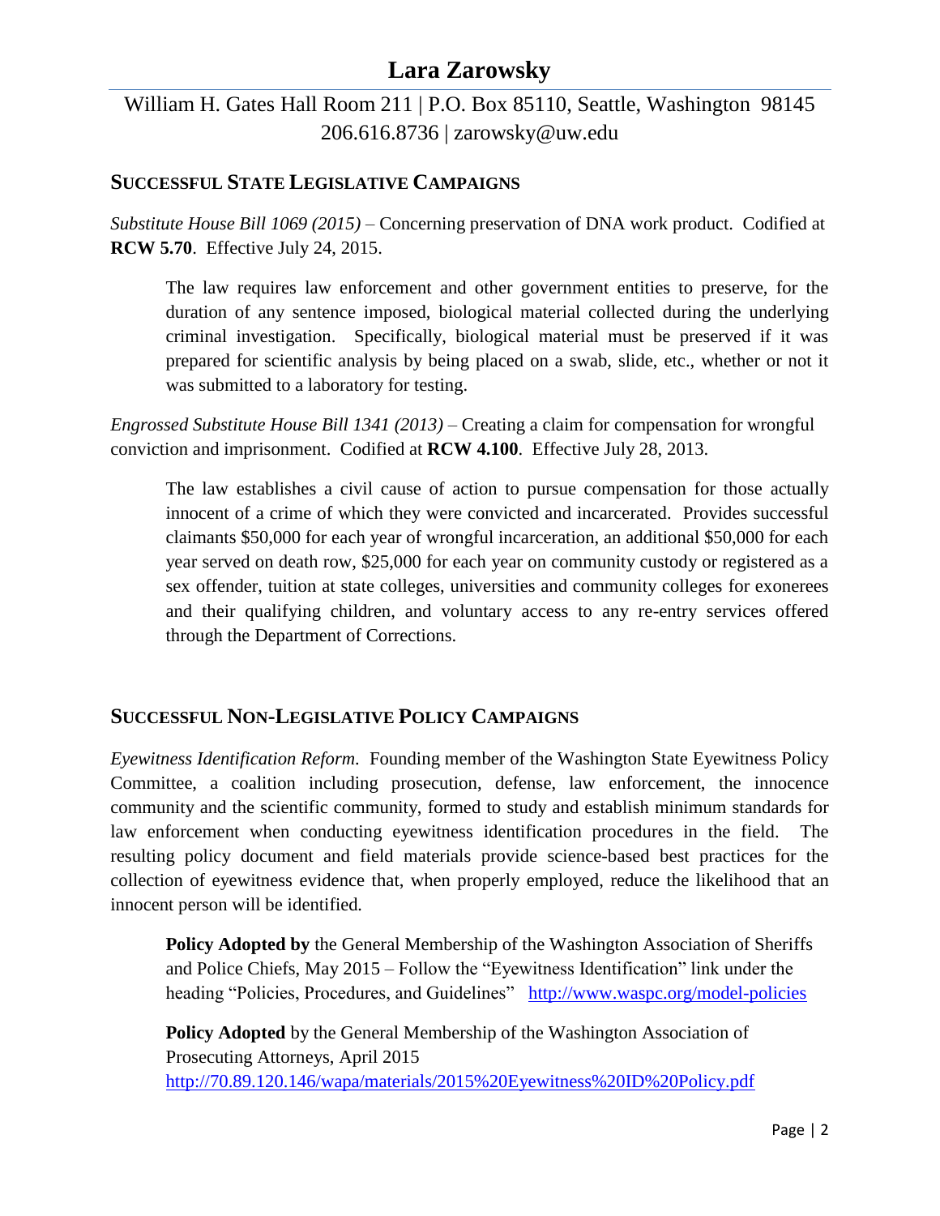# Lara Zarowsky

William H. Gates Hall Room 211 | P.O. Box 85110, Seattle, Washington 98145
206.616.8736 | zarowsky@uw.edu

## SUCCESSFUL STATE LEGISLATIVE CAMPAIGNS

*Substitute House Bill 1069 (2015)* – Concerning preservation of DNA work product. Codified at **RCW 5.70**. Effective July 24, 2015.

> The law requires law enforcement and other government entities to preserve, for the duration of any sentence imposed, biological material collected during the underlying criminal investigation. Specifically, biological material must be preserved if it was prepared for scientific analysis by being placed on a swab, slide, etc., whether or not it was submitted to a laboratory for testing.

*Engrossed Substitute House Bill 1341 (2013)* – Creating a claim for compensation for wrongful conviction and imprisonment. Codified at **RCW 4.100**. Effective July 28, 2013.

> The law establishes a civil cause of action to pursue compensation for those actually innocent of a crime of which they were convicted and incarcerated. Provides successful claimants $50,000 for each year of wrongful incarceration, an additional $50,000 for each year served on death row, $25,000 for each year on community custody or registered as a sex offender, tuition at state colleges, universities and community colleges for exonerees and their qualifying children, and voluntary access to any re-entry services offered through the Department of Corrections.

## SUCCESSFUL NON-LEGISLATIVE POLICY CAMPAIGNS

*Eyewitness Identification Reform.* Founding member of the Washington State Eyewitness Policy Committee, a coalition including prosecution, defense, law enforcement, the innocence community and the scientific community, formed to study and establish minimum standards for law enforcement when conducting eyewitness identification procedures in the field. The resulting policy document and field materials provide science-based best practices for the collection of eyewitness evidence that, when properly employed, reduce the likelihood that an innocent person will be identified.

> **Policy Adopted by** the General Membership of the Washington Association of Sheriffs and Police Chiefs, May 2015 – Follow the "Eyewitness Identification" link under the heading "Policies, Procedures, and Guidelines" http://www.waspc.org/model-policies
>
> **Policy Adopted** by the General Membership of the Washington Association of Prosecuting Attorneys, April 2015
> http://70.89.120.146/wapa/materials/2015%20Eyewitness%20ID%20Policy.pdf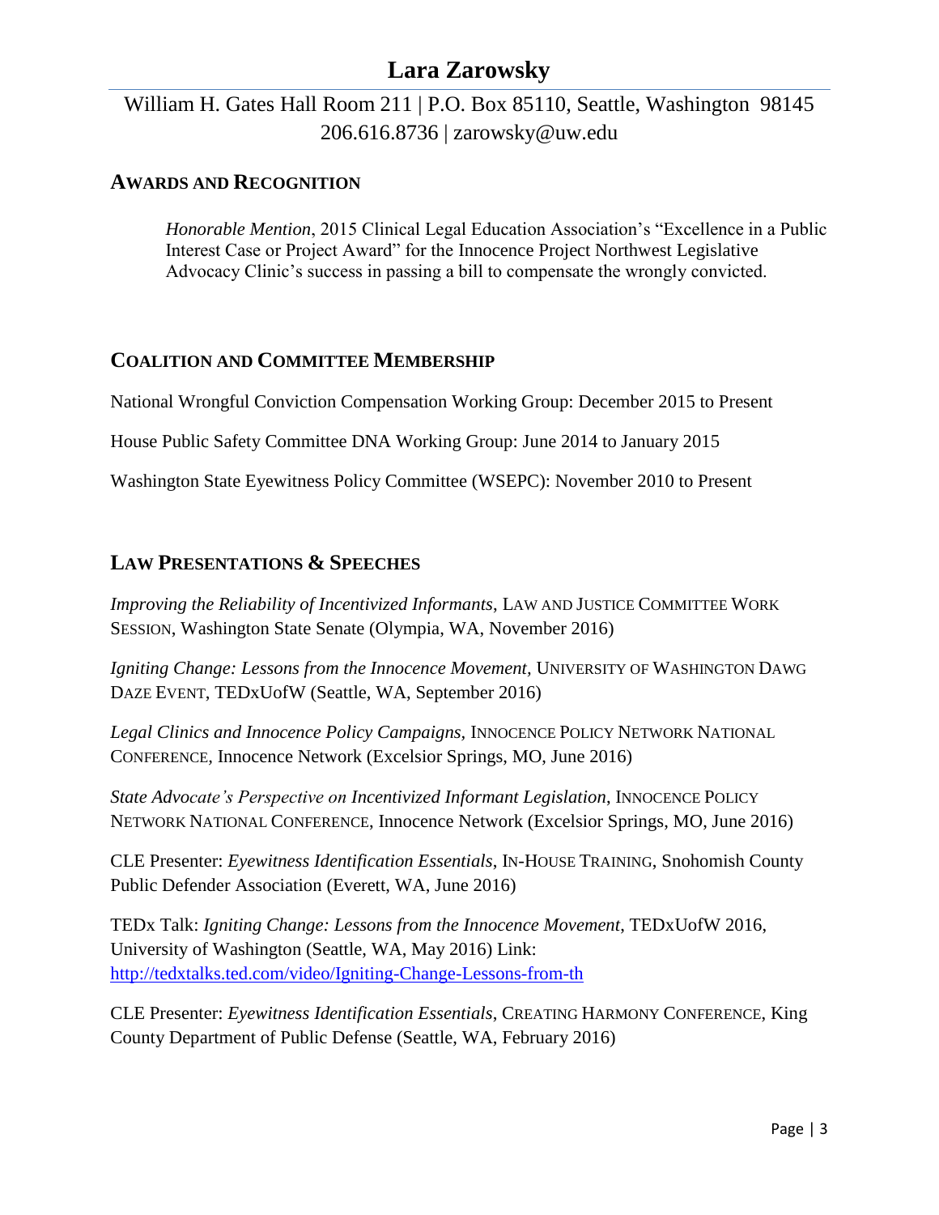# Lara Zarowsky

William H. Gates Hall Room 211 | P.O. Box 85110, Seattle, Washington 98145
206.616.8736 | zarowsky@uw.edu

## Awards and Recognition

*Honorable Mention*, 2015 Clinical Legal Education Association's "Excellence in a Public Interest Case or Project Award" for the Innocence Project Northwest Legislative Advocacy Clinic's success in passing a bill to compensate the wrongly convicted.

## Coalition and Committee Membership

National Wrongful Conviction Compensation Working Group: December 2015 to Present

House Public Safety Committee DNA Working Group: June 2014 to January 2015

Washington State Eyewitness Policy Committee (WSEPC): November 2010 to Present

## Law Presentations & Speeches

*Improving the Reliability of Incentivized Informants*, LAW AND JUSTICE COMMITTEE WORK SESSION, Washington State Senate (Olympia, WA, November 2016)

*Igniting Change: Lessons from the Innocence Movement,* UNIVERSITY OF WASHINGTON DAWG DAZE EVENT, TEDxUofW (Seattle, WA, September 2016)

*Legal Clinics and Innocence Policy Campaigns,* INNOCENCE POLICY NETWORK NATIONAL CONFERENCE, Innocence Network (Excelsior Springs, MO, June 2016)

*State Advocate's Perspective on Incentivized Informant Legislation*, INNOCENCE POLICY NETWORK NATIONAL CONFERENCE, Innocence Network (Excelsior Springs, MO, June 2016)

CLE Presenter: *Eyewitness Identification Essentials*, IN-HOUSE TRAINING, Snohomish County Public Defender Association (Everett, WA, June 2016)

TEDx Talk: *Igniting Change: Lessons from the Innocence Movement*, TEDxUofW 2016, University of Washington (Seattle, WA, May 2016) Link: http://tedxtalks.ted.com/video/Igniting-Change-Lessons-from-th

CLE Presenter: *Eyewitness Identification Essentials*, CREATING HARMONY CONFERENCE, King County Department of Public Defense (Seattle, WA, February 2016)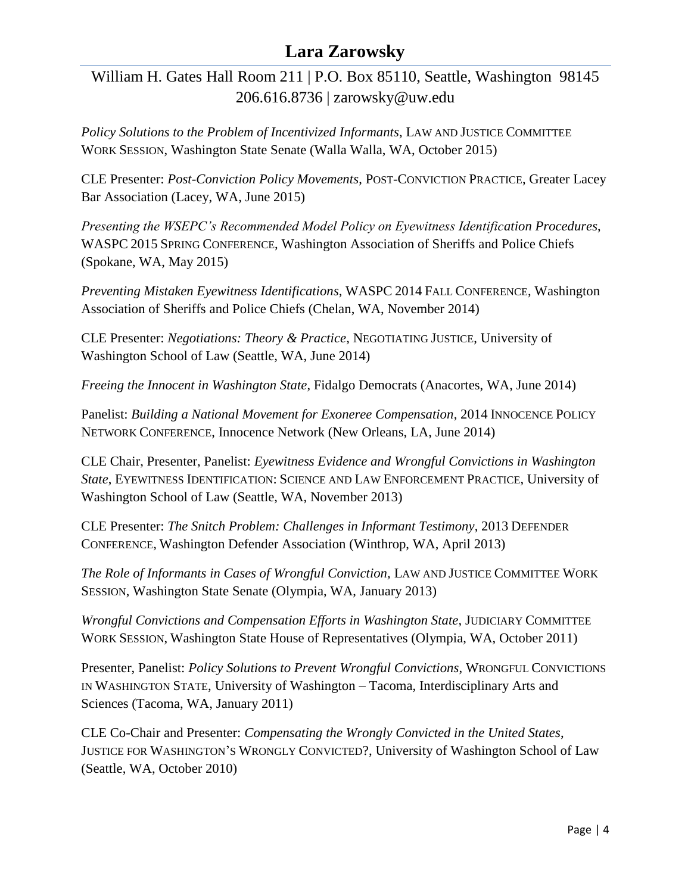*Policy Solutions to the Problem of Incentivized Informants*, LAW AND JUSTICE COMMITTEE WORK SESSION, Washington State Senate (Walla Walla, WA, October 2015)

CLE Presenter: *Post-Conviction Policy Movements*, POST-CONVICTION PRACTICE, Greater Lacey Bar Association (Lacey, WA, June 2015)

*Presenting the WSEPC's Recommended Model Policy on Eyewitness Identification Procedures*, WASPC 2015 SPRING CONFERENCE, Washington Association of Sheriffs and Police Chiefs (Spokane, WA, May 2015)

*Preventing Mistaken Eyewitness Identifications*, WASPC 2014 FALL CONFERENCE, Washington Association of Sheriffs and Police Chiefs (Chelan, WA, November 2014)

CLE Presenter: *Negotiations: Theory & Practice*, NEGOTIATING JUSTICE, University of Washington School of Law (Seattle, WA, June 2014)

*Freeing the Innocent in Washington State*, Fidalgo Democrats (Anacortes, WA, June 2014)

Panelist: *Building a National Movement for Exoneree Compensation*, 2014 INNOCENCE POLICY NETWORK CONFERENCE, Innocence Network (New Orleans, LA, June 2014)

CLE Chair, Presenter, Panelist: *Eyewitness Evidence and Wrongful Convictions in Washington State*, EYEWITNESS IDENTIFICATION: SCIENCE AND LAW ENFORCEMENT PRACTICE, University of Washington School of Law (Seattle, WA, November 2013)

CLE Presenter: *The Snitch Problem: Challenges in Informant Testimony*, 2013 DEFENDER CONFERENCE, Washington Defender Association (Winthrop, WA, April 2013)

*The Role of Informants in Cases of Wrongful Conviction,* LAW AND JUSTICE COMMITTEE WORK SESSION, Washington State Senate (Olympia, WA, January 2013)

*Wrongful Convictions and Compensation Efforts in Washington State*, JUDICIARY COMMITTEE WORK SESSION, Washington State House of Representatives (Olympia, WA, October 2011)

Presenter, Panelist: *Policy Solutions to Prevent Wrongful Convictions*, WRONGFUL CONVICTIONS IN WASHINGTON STATE, University of Washington – Tacoma, Interdisciplinary Arts and Sciences (Tacoma, WA, January 2011)

CLE Co-Chair and Presenter: *Compensating the Wrongly Convicted in the United States*, JUSTICE FOR WASHINGTON'S WRONGLY CONVICTED?, University of Washington School of Law (Seattle, WA, October 2010)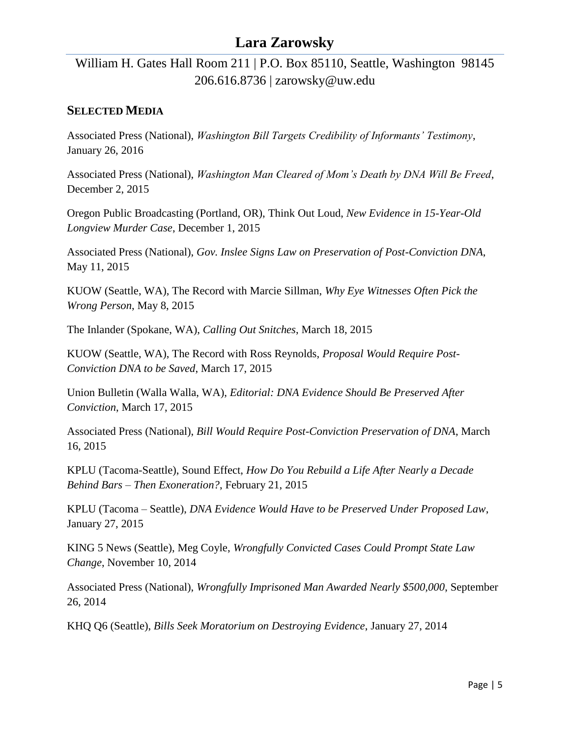# Lara Zarowsky

William H. Gates Hall Room 211 | P.O. Box 85110, Seattle, Washington 98145
206.616.8736 | zarowsky@uw.edu

## SELECTED MEDIA

Associated Press (National), *Washington Bill Targets Credibility of Informants' Testimony*, January 26, 2016

Associated Press (National), *Washington Man Cleared of Mom's Death by DNA Will Be Freed*, December 2, 2015

Oregon Public Broadcasting (Portland, OR), Think Out Loud, *New Evidence in 15-Year-Old Longview Murder Case*, December 1, 2015

Associated Press (National), *Gov. Inslee Signs Law on Preservation of Post-Conviction DNA*, May 11, 2015

KUOW (Seattle, WA), The Record with Marcie Sillman, *Why Eye Witnesses Often Pick the Wrong Person*, May 8, 2015

The Inlander (Spokane, WA), *Calling Out Snitches*, March 18, 2015

KUOW (Seattle, WA), The Record with Ross Reynolds, *Proposal Would Require Post-Conviction DNA to be Saved*, March 17, 2015

Union Bulletin (Walla Walla, WA), *Editorial: DNA Evidence Should Be Preserved After Conviction*, March 17, 2015

Associated Press (National), *Bill Would Require Post-Conviction Preservation of DNA*, March 16, 2015

KPLU (Tacoma-Seattle), Sound Effect, *How Do You Rebuild a Life After Nearly a Decade Behind Bars – Then Exoneration?*, February 21, 2015

KPLU (Tacoma – Seattle), *DNA Evidence Would Have to be Preserved Under Proposed Law*, January 27, 2015

KING 5 News (Seattle), Meg Coyle, *Wrongfully Convicted Cases Could Prompt State Law Change*, November 10, 2014

Associated Press (National), *Wrongfully Imprisoned Man Awarded Nearly $500,000*, September 26, 2014

KHQ Q6 (Seattle), *Bills Seek Moratorium on Destroying Evidence*, January 27, 2014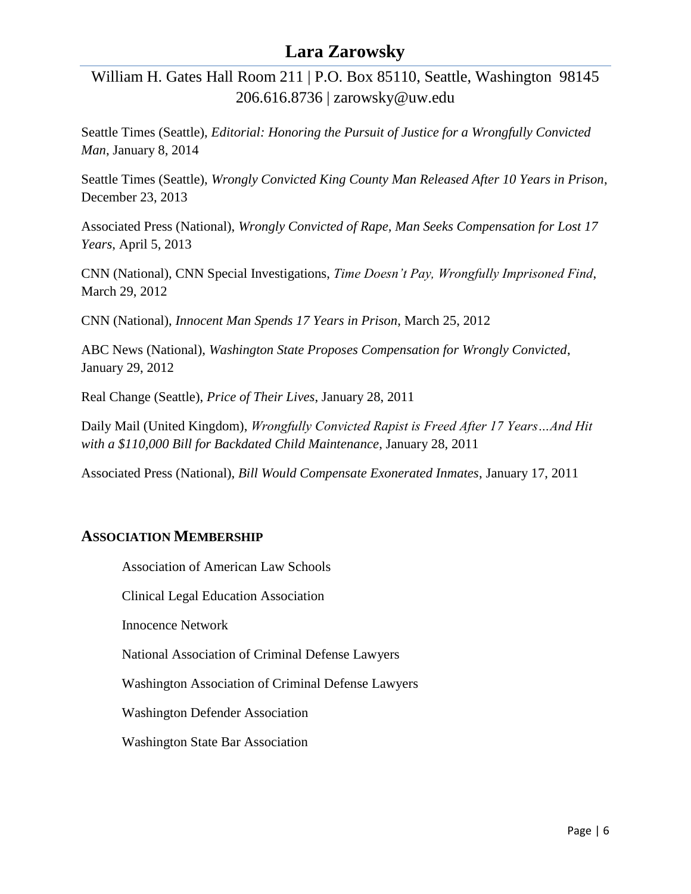Seattle Times (Seattle), *Editorial: Honoring the Pursuit of Justice for a Wrongfully Convicted Man*, January 8, 2014

Seattle Times (Seattle), *Wrongly Convicted King County Man Released After 10 Years in Prison*, December 23, 2013

Associated Press (National), *Wrongly Convicted of Rape, Man Seeks Compensation for Lost 17 Years*, April 5, 2013

CNN (National), CNN Special Investigations, *Time Doesn't Pay, Wrongfully Imprisoned Find*, March 29, 2012

CNN (National), *Innocent Man Spends 17 Years in Prison*, March 25, 2012

ABC News (National), *Washington State Proposes Compensation for Wrongly Convicted*, January 29, 2012

Real Change (Seattle), *Price of Their Lives*, January 28, 2011

Daily Mail (United Kingdom), *Wrongfully Convicted Rapist is Freed After 17 Years…And Hit with a $110,000 Bill for Backdated Child Maintenance*, January 28, 2011

Associated Press (National), *Bill Would Compensate Exonerated Inmates*, January 17, 2011

## ASSOCIATION MEMBERSHIP

Association of American Law Schools

Clinical Legal Education Association

Innocence Network

National Association of Criminal Defense Lawyers

Washington Association of Criminal Defense Lawyers

Washington Defender Association

Washington State Bar Association